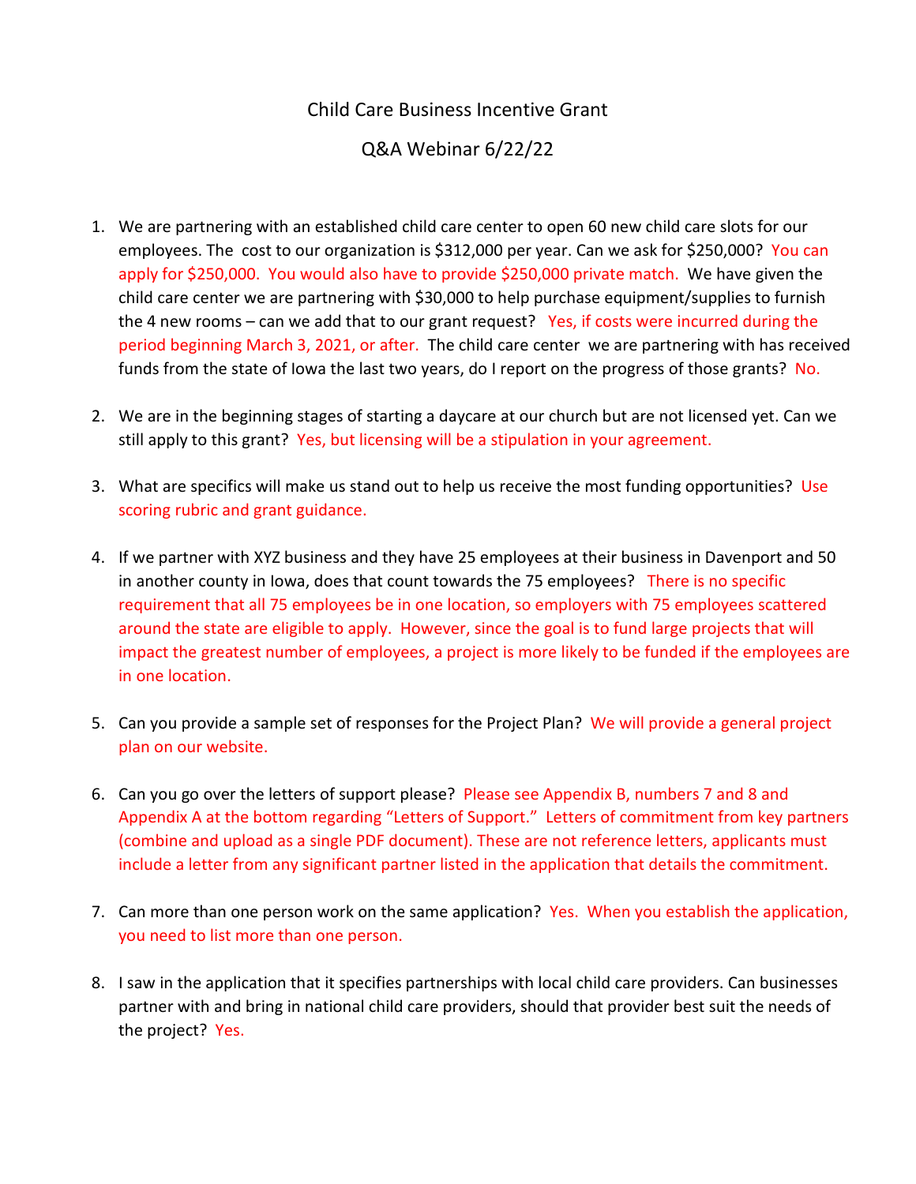# Child Care Business Incentive Grant

## Q&A Webinar 6/22/22

1. We are partnering with an established child care center to open 60 new child care slots for our employees. The cost to our organization is $312,000 per year. Can we ask for $250,000? You can apply for $250,000. You would also have to provide $250,000 private match. We have given the child care center we are partnering with $30,000 to help purchase equipment/supplies to furnish the 4 new rooms – can we add that to our grant request? Yes, if costs were incurred during the period beginning March 3, 2021, or after. The child care center we are partnering with has received funds from the state of Iowa the last two years, do I report on the progress of those grants? No.

2. We are in the beginning stages of starting a daycare at our church but are not licensed yet. Can we still apply to this grant? Yes, but licensing will be a stipulation in your agreement.

3. What are specifics will make us stand out to help us receive the most funding opportunities? Use scoring rubric and grant guidance.

4. If we partner with XYZ business and they have 25 employees at their business in Davenport and 50 in another county in Iowa, does that count towards the 75 employees? There is no specific requirement that all 75 employees be in one location, so employers with 75 employees scattered around the state are eligible to apply. However, since the goal is to fund large projects that will impact the greatest number of employees, a project is more likely to be funded if the employees are in one location.

5. Can you provide a sample set of responses for the Project Plan? We will provide a general project plan on our website.

6. Can you go over the letters of support please? Please see Appendix B, numbers 7 and 8 and Appendix A at the bottom regarding "Letters of Support." Letters of commitment from key partners (combine and upload as a single PDF document). These are not reference letters, applicants must include a letter from any significant partner listed in the application that details the commitment.

7. Can more than one person work on the same application? Yes. When you establish the application, you need to list more than one person.

8. I saw in the application that it specifies partnerships with local child care providers. Can businesses partner with and bring in national child care providers, should that provider best suit the needs of the project? Yes.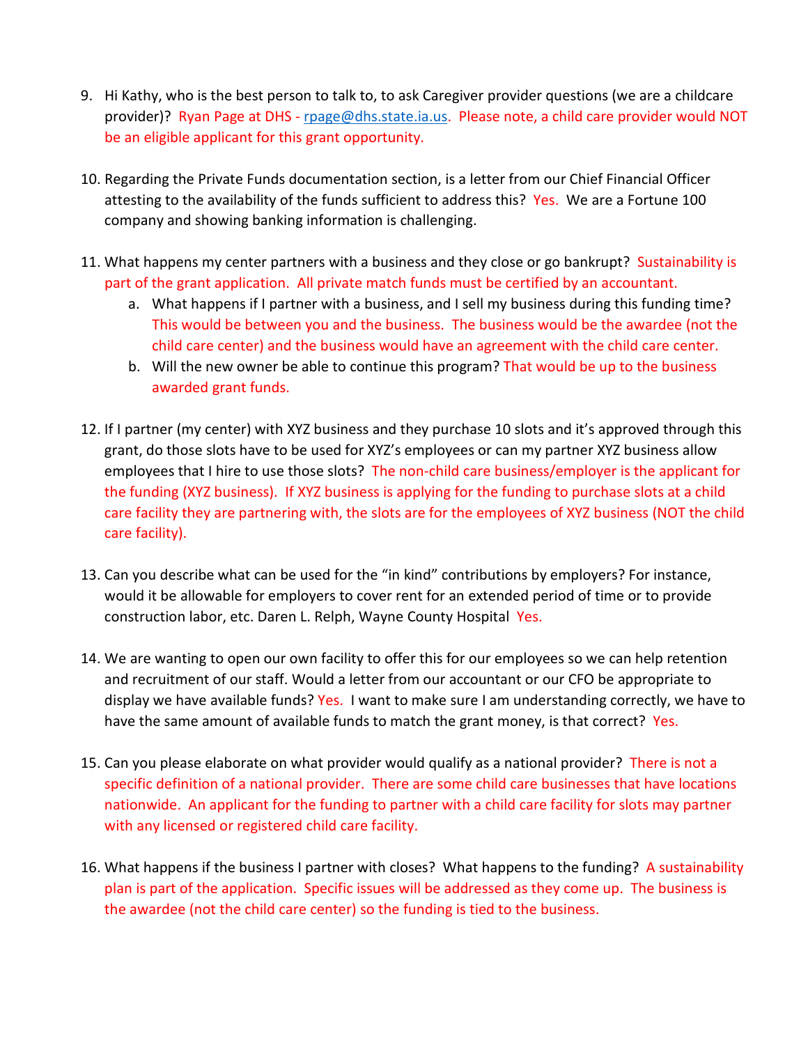9. Hi Kathy, who is the best person to talk to, to ask Caregiver provider questions (we are a childcare provider)? Ryan Page at DHS - rpage@dhs.state.ia.us. Please note, a child care provider would NOT be an eligible applicant for this grant opportunity.

10. Regarding the Private Funds documentation section, is a letter from our Chief Financial Officer attesting to the availability of the funds sufficient to address this? Yes. We are a Fortune 100 company and showing banking information is challenging.

11. What happens my center partners with a business and they close or go bankrupt? Sustainability is part of the grant application. All private match funds must be certified by an accountant.
    a. What happens if I partner with a business, and I sell my business during this funding time? This would be between you and the business. The business would be the awardee (not the child care center) and the business would have an agreement with the child care center.
    b. Will the new owner be able to continue this program? That would be up to the business awarded grant funds.

12. If I partner (my center) with XYZ business and they purchase 10 slots and it's approved through this grant, do those slots have to be used for XYZ's employees or can my partner XYZ business allow employees that I hire to use those slots? The non-child care business/employer is the applicant for the funding (XYZ business). If XYZ business is applying for the funding to purchase slots at a child care facility they are partnering with, the slots are for the employees of XYZ business (NOT the child care facility).

13. Can you describe what can be used for the "in kind" contributions by employers? For instance, would it be allowable for employers to cover rent for an extended period of time or to provide construction labor, etc. Daren L. Relph, Wayne County Hospital Yes.

14. We are wanting to open our own facility to offer this for our employees so we can help retention and recruitment of our staff. Would a letter from our accountant or our CFO be appropriate to display we have available funds? Yes. I want to make sure I am understanding correctly, we have to have the same amount of available funds to match the grant money, is that correct? Yes.

15. Can you please elaborate on what provider would qualify as a national provider? There is not a specific definition of a national provider. There are some child care businesses that have locations nationwide. An applicant for the funding to partner with a child care facility for slots may partner with any licensed or registered child care facility.

16. What happens if the business I partner with closes? What happens to the funding? A sustainability plan is part of the application. Specific issues will be addressed as they come up. The business is the awardee (not the child care center) so the funding is tied to the business.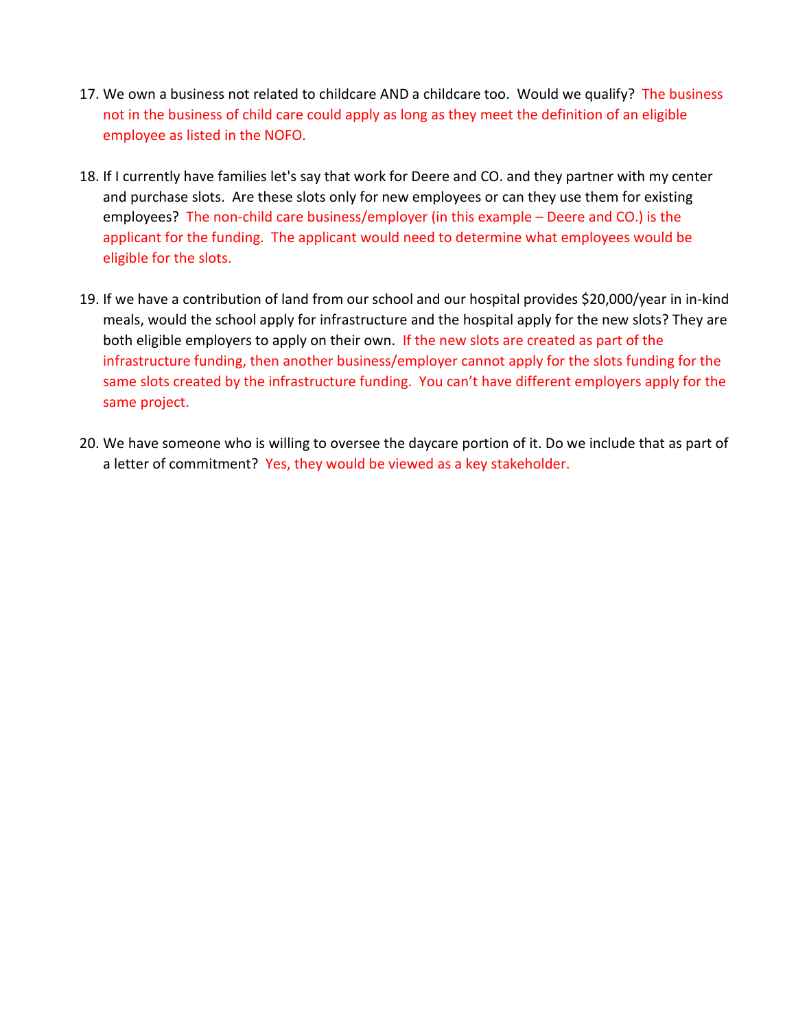17. We own a business not related to childcare AND a childcare too. Would we qualify? The business not in the business of child care could apply as long as they meet the definition of an eligible employee as listed in the NOFO.

18. If I currently have families let's say that work for Deere and CO. and they partner with my center and purchase slots. Are these slots only for new employees or can they use them for existing employees? The non-child care business/employer (in this example – Deere and CO.) is the applicant for the funding. The applicant would need to determine what employees would be eligible for the slots.

19. If we have a contribution of land from our school and our hospital provides $20,000/year in in-kind meals, would the school apply for infrastructure and the hospital apply for the new slots? They are both eligible employers to apply on their own. If the new slots are created as part of the infrastructure funding, then another business/employer cannot apply for the slots funding for the same slots created by the infrastructure funding. You can't have different employers apply for the same project.

20. We have someone who is willing to oversee the daycare portion of it. Do we include that as part of a letter of commitment? Yes, they would be viewed as a key stakeholder.